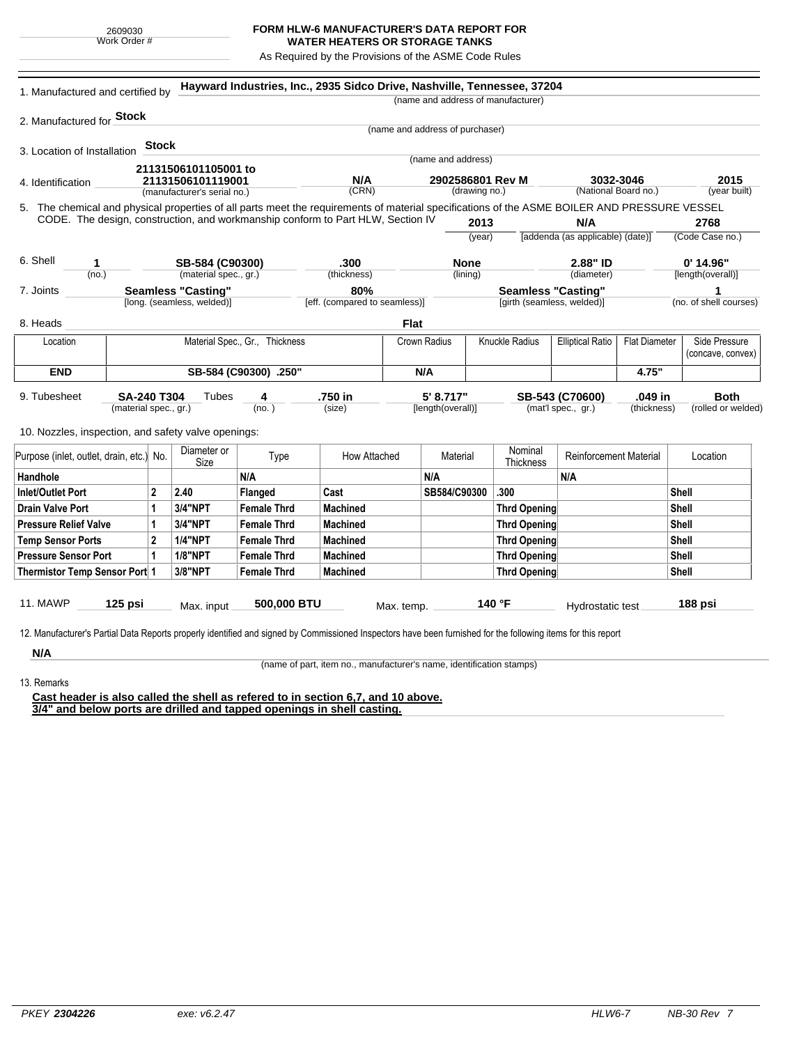2609030
Work Order #

**FORM HLW-6 MANUFACTURER'S DATA REPORT FOR WATER HEATERS OR STORAGE TANKS**
As Required by the Provisions of the ASME Code Rules

1. Manufactured and certified by **Hayward Industries, Inc., 2935 Sidco Drive, Nashville, Tennessee, 37204**
(name and address of manufacturer)

2. Manufactured for **Stock**
(name and address of purchaser)

3. Location of Installation **Stock**
(name and address)

4. Identification **21131506101105001 to 21131506101119001** (manufacturer's serial no.) **N/A** (CRN) **2902586801 Rev M** (drawing no.) **3032-3046** (National Board no.) **2015** (year built)

5. The chemical and physical properties of all parts meet the requirements of material specifications of the ASME BOILER AND PRESSURE VESSEL CODE. The design, construction, and workmanship conform to Part HLW, Section IV **2013** (year) **N/A** [addenda (as applicable) (date)] **2768** (Code Case no.)

6. Shell **1** (no.) **SB-584 (C90300)** (material spec., gr.) **.300** (thickness) **None** (lining) **2.88" ID** (diameter) **0' 14.96"** [length(overall)]

7. Joints **Seamless "Casting"** [long. (seamless, welded)] **80%** [eff. (compared to seamless)] **Seamless "Casting"** [girth (seamless, welded)] **1** (no. of shell courses)

8. Heads **Flat**

| Location | Material Spec., Gr., Thickness | Crown Radius | Knuckle Radius | Elliptical Ratio | Flat Diameter | Side Pressure (concave, convex) |
|---|---|---|---|---|---|---|
| **END** | **SB-584 (C90300) .250"** | **N/A** | | | **4.75"** | |

9. Tubesheet **SA-240 T304** (material spec., gr.) Tubes **4** (no.) **.750 in** (size) **5' 8.717"** [length(overall)] **SB-543 (C70600)** (mat'l spec., gr.) **.049 in** (thickness) **Both** (rolled or welded)

10. Nozzles, inspection, and safety valve openings:

| Purpose (inlet, outlet, drain, etc.) | No. | Diameter or Size | Type | How Attached | Material | Nominal Thickness | Reinforcement Material | Location |
|---|---|---|---|---|---|---|---|---|
| **Handhole** | | | **N/A** | | **N/A** | | **N/A** | |
| **Inlet/Outlet Port** | **2** | **2.40** | **Flanged** | **Cast** | **SB584/C90300** | **.300** | | **Shell** |
| **Drain Valve Port** | **1** | **3/4"NPT** | **Female Thrd** | **Machined** | | **Thrd Opening** | | **Shell** |
| **Pressure Relief Valve** | **1** | **3/4"NPT** | **Female Thrd** | **Machined** | | **Thrd Opening** | | **Shell** |
| **Temp Sensor Ports** | **2** | **1/4"NPT** | **Female Thrd** | **Machined** | | **Thrd Opening** | | **Shell** |
| **Pressure Sensor Port** | **1** | **1/8"NPT** | **Female Thrd** | **Machined** | | **Thrd Opening** | | **Shell** |
| **Thermistor Temp Sensor Port** | **1** | **3/8"NPT** | **Female Thrd** | **Machined** | | **Thrd Opening** | | **Shell** |

11. MAWP **125 psi** Max. input **500,000 BTU** Max. temp. **140 °F** Hydrostatic test **188 psi**

12. Manufacturer's Partial Data Reports properly identified and signed by Commissioned Inspectors have been furnished for the following items for this report

**N/A**
(name of part, item no., manufacturer's name, identification stamps)

13. Remarks

**Cast header is also called the shell as refered to in section 6,7, and 10 above.**
**3/4" and below ports are drilled and tapped openings in shell casting.**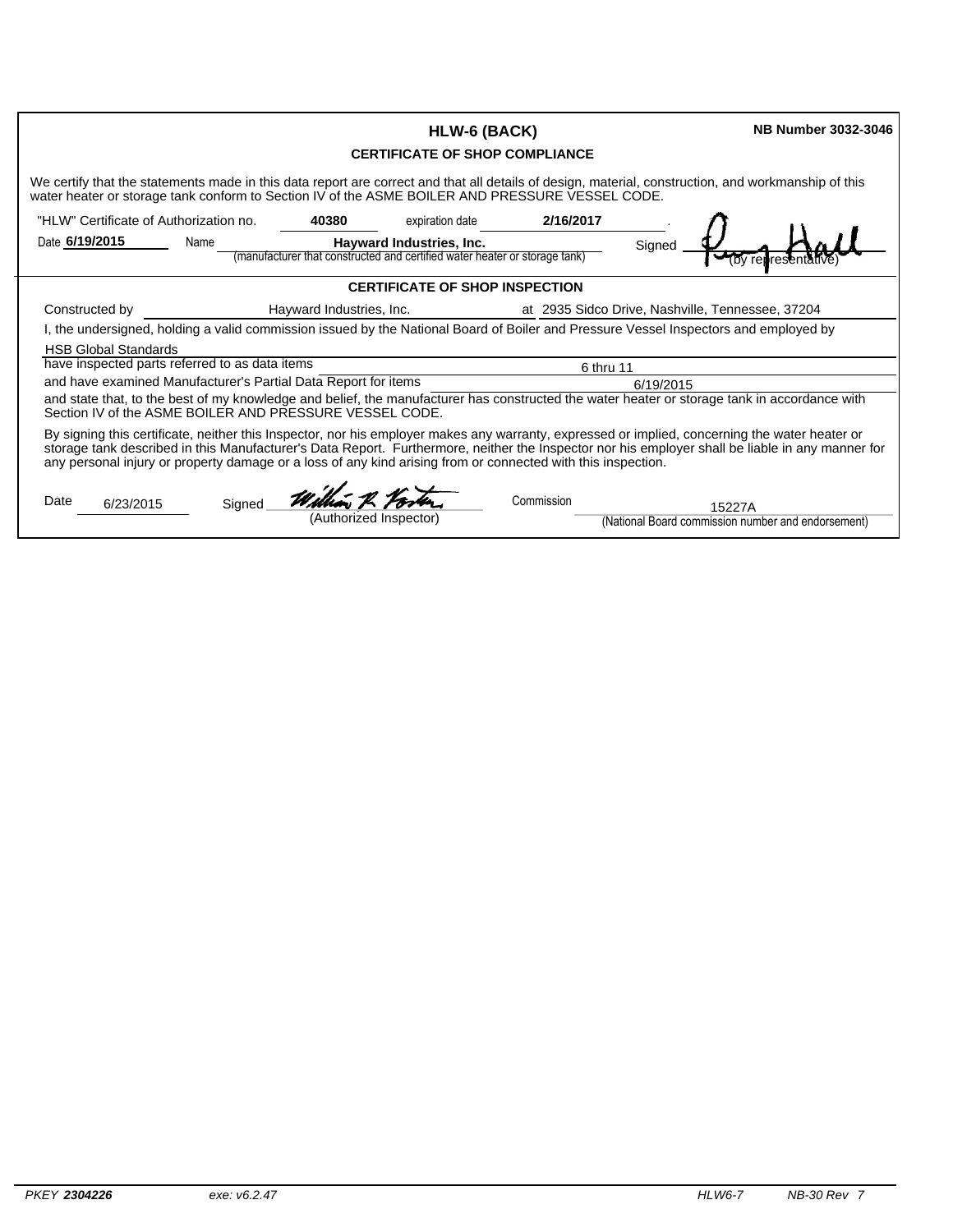## HLW-6 (BACK)

**NB Number 3032-3046**

### CERTIFICATE OF SHOP COMPLIANCE

We certify that the statements made in this data report are correct and that all details of design, material, construction, and workmanship of this water heater or storage tank conform to Section IV of the ASME BOILER AND PRESSURE VESSEL CODE.

"HLW" Certificate of Authorization no. **40380** expiration date **2/16/2017** .

Date **6/19/2015** Name **Hayward Industries, Inc.** Signed Perry Hall
(manufacturer that constructed and certified water heater or storage tank) (by representative)

### CERTIFICATE OF SHOP INSPECTION

Constructed by Hayward Industries, Inc. at 2935 Sidco Drive, Nashville, Tennessee, 37204

I, the undersigned, holding a valid commission issued by the National Board of Boiler and Pressure Vessel Inspectors and employed by HSB Global Standards

have inspected parts referred to as data items 6 thru 11

and have examined Manufacturer's Partial Data Report for items 6/19/2015

and state that, to the best of my knowledge and belief, the manufacturer has constructed the water heater or storage tank in accordance with Section IV of the ASME BOILER AND PRESSURE VESSEL CODE.

By signing this certificate, neither this Inspector, nor his employer makes any warranty, expressed or implied, concerning the water heater or storage tank described in this Manufacturer's Data Report. Furthermore, neither the Inspector nor his employer shall be liable in any manner for any personal injury or property damage or a loss of any kind arising from or connected with this inspection.

Date 6/23/2015 Signed William R. Foster Commission 15227A
(Authorized Inspector) (National Board commission number and endorsement)

*PKEY* ***2304226*** *exe: v6.2.47* *HLW6-7* *NB-30 Rev 7*